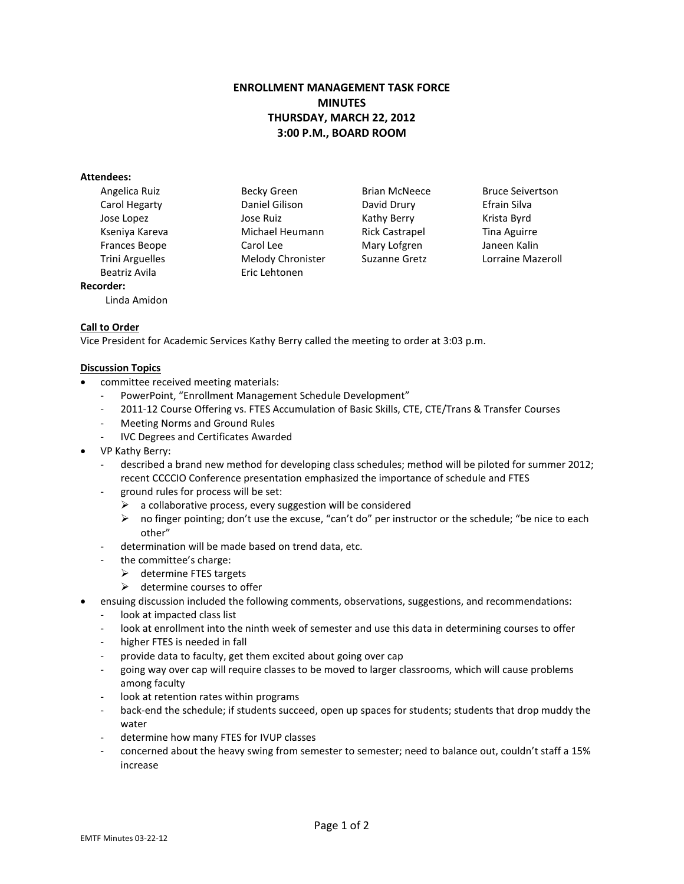# ENROLLMENT MANAGEMENT TASK FORCE
## MINUTES
## THURSDAY, MARCH 22, 2012
## 3:00 P.M., BOARD ROOM

**Attendees:**

| | | | |
|---|---|---|---|
| Angelica Ruiz | Becky Green | Brian McNeece | Bruce Seivertson |
| Carol Hegarty | Daniel Gilison | David Drury | Efrain Silva |
| Jose Lopez | Jose Ruiz | Kathy Berry | Krista Byrd |
| Kseniya Kareva | Michael Heumann | Rick Castrapel | Tina Aguirre |
| Frances Beope | Carol Lee | Mary Lofgren | Janeen Kalin |
| Trini Arguelles | Melody Chronister | Suzanne Gretz | Lorraine Mazeroll |
| Beatriz Avila | Eric Lehtonen | | |

**Recorder:**

Linda Amidon

**Call to Order**

Vice President for Academic Services Kathy Berry called the meeting to order at 3:03 p.m.

**Discussion Topics**

- committee received meeting materials:
  - PowerPoint, "Enrollment Management Schedule Development"
  - 2011-12 Course Offering vs. FTES Accumulation of Basic Skills, CTE, CTE/Trans & Transfer Courses
  - Meeting Norms and Ground Rules
  - IVC Degrees and Certificates Awarded
- VP Kathy Berry:
  - described a brand new method for developing class schedules; method will be piloted for summer 2012; recent CCCCIO Conference presentation emphasized the importance of schedule and FTES
  - ground rules for process will be set:
    - a collaborative process, every suggestion will be considered
    - no finger pointing; don't use the excuse, "can't do" per instructor or the schedule; "be nice to each other"
  - determination will be made based on trend data, etc.
  - the committee's charge:
    - determine FTES targets
    - determine courses to offer
- ensuing discussion included the following comments, observations, suggestions, and recommendations:
  - look at impacted class list
  - look at enrollment into the ninth week of semester and use this data in determining courses to offer
  - higher FTES is needed in fall
  - provide data to faculty, get them excited about going over cap
  - going way over cap will require classes to be moved to larger classrooms, which will cause problems among faculty
  - look at retention rates within programs
  - back-end the schedule; if students succeed, open up spaces for students; students that drop muddy the water
  - determine how many FTES for IVUP classes
  - concerned about the heavy swing from semester to semester; need to balance out, couldn't staff a 15% increase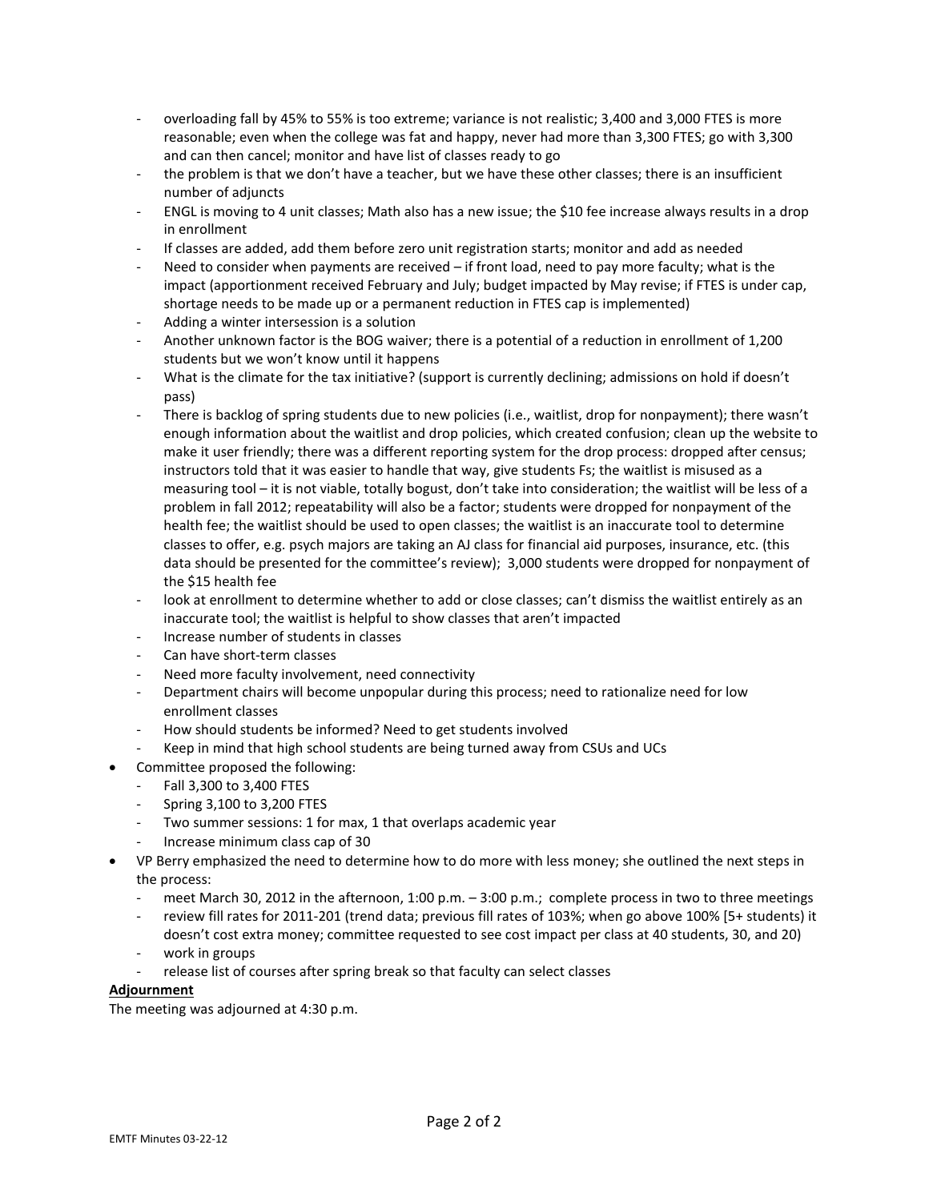- overloading fall by 45% to 55% is too extreme; variance is not realistic; 3,400 and 3,000 FTES is more reasonable; even when the college was fat and happy, never had more than 3,300 FTES; go with 3,300 and can then cancel; monitor and have list of classes ready to go
- the problem is that we don't have a teacher, but we have these other classes; there is an insufficient number of adjuncts
- ENGL is moving to 4 unit classes; Math also has a new issue; the $10 fee increase always results in a drop in enrollment
- If classes are added, add them before zero unit registration starts; monitor and add as needed
- Need to consider when payments are received – if front load, need to pay more faculty; what is the impact (apportionment received February and July; budget impacted by May revise; if FTES is under cap, shortage needs to be made up or a permanent reduction in FTES cap is implemented)
- Adding a winter intersession is a solution
- Another unknown factor is the BOG waiver; there is a potential of a reduction in enrollment of 1,200 students but we won't know until it happens
- What is the climate for the tax initiative? (support is currently declining; admissions on hold if doesn't pass)
- There is backlog of spring students due to new policies (i.e., waitlist, drop for nonpayment); there wasn't enough information about the waitlist and drop policies, which created confusion; clean up the website to make it user friendly; there was a different reporting system for the drop process: dropped after census; instructors told that it was easier to handle that way, give students Fs; the waitlist is misused as a measuring tool – it is not viable, totally bogust, don't take into consideration; the waitlist will be less of a problem in fall 2012; repeatability will also be a factor; students were dropped for nonpayment of the health fee; the waitlist should be used to open classes; the waitlist is an inaccurate tool to determine classes to offer, e.g. psych majors are taking an AJ class for financial aid purposes, insurance, etc. (this data should be presented for the committee's review); 3,000 students were dropped for nonpayment of the $15 health fee
- look at enrollment to determine whether to add or close classes; can't dismiss the waitlist entirely as an inaccurate tool; the waitlist is helpful to show classes that aren't impacted
- Increase number of students in classes
- Can have short-term classes
- Need more faculty involvement, need connectivity
- Department chairs will become unpopular during this process; need to rationalize need for low enrollment classes
- How should students be informed? Need to get students involved
- Keep in mind that high school students are being turned away from CSUs and UCs

- Committee proposed the following:
  - Fall 3,300 to 3,400 FTES
  - Spring 3,100 to 3,200 FTES
  - Two summer sessions: 1 for max, 1 that overlaps academic year
  - Increase minimum class cap of 30
- VP Berry emphasized the need to determine how to do more with less money; she outlined the next steps in the process:
  - meet March 30, 2012 in the afternoon, 1:00 p.m. – 3:00 p.m.; complete process in two to three meetings
  - review fill rates for 2011-201 (trend data; previous fill rates of 103%; when go above 100% [5+ students) it doesn't cost extra money; committee requested to see cost impact per class at 40 students, 30, and 20)
  - work in groups
  - release list of courses after spring break so that faculty can select classes

**Adjournment**

The meeting was adjourned at 4:30 p.m.